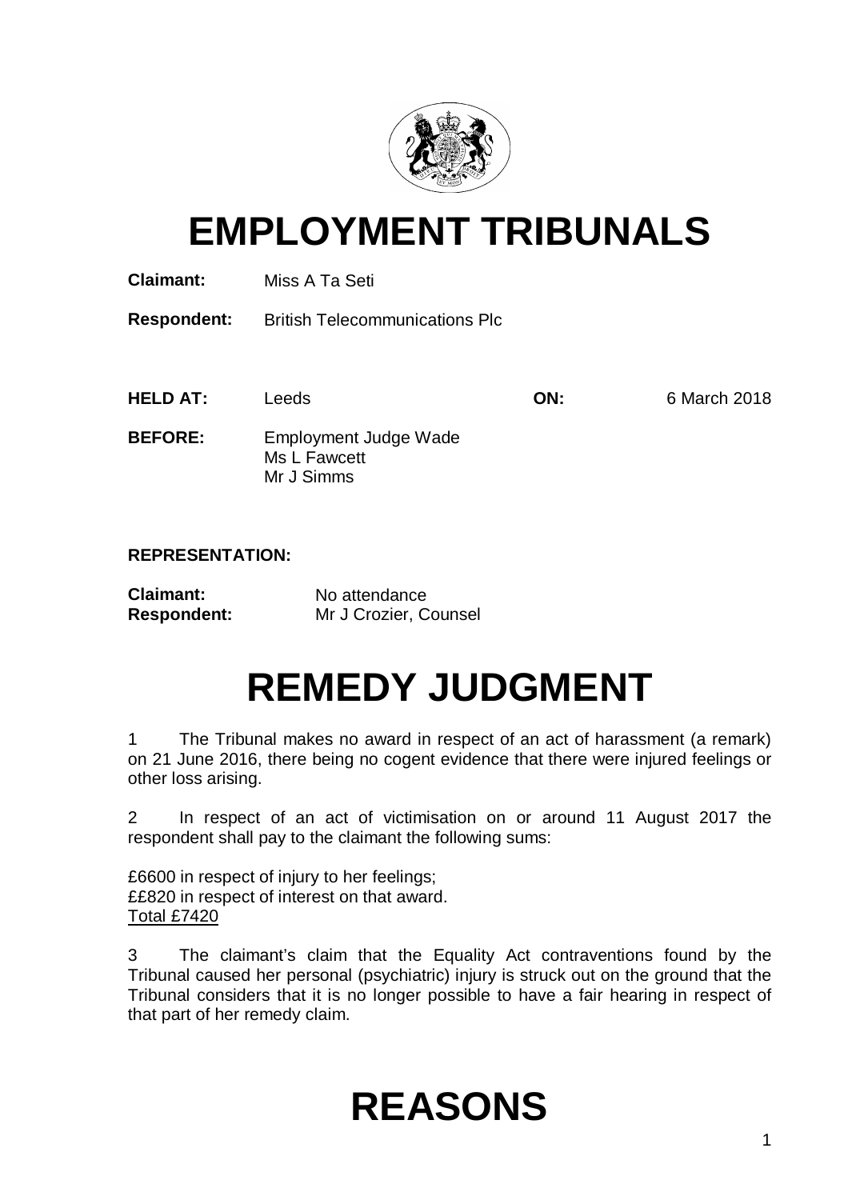# EMPLOYMENT TRIBUNALS

**Claimant:** Miss A Ta Seti

**Respondent:** British Telecommunications Plc

**HELD AT:** Leeds **ON:** 6 March 2018

**BEFORE:** Employment Judge Wade
Ms L Fawcett
Mr J Simms

**REPRESENTATION:**

**Claimant:** No attendance
**Respondent:** Mr J Crozier, Counsel

# REMEDY JUDGMENT

1 The Tribunal makes no award in respect of an act of harassment (a remark) on 21 June 2016, there being no cogent evidence that there were injured feelings or other loss arising.

2 In respect of an act of victimisation on or around 11 August 2017 the respondent shall pay to the claimant the following sums:

£6600 in respect of injury to her feelings;
££820 in respect of interest on that award.
<u>Total £7420</u>

3 The claimant's claim that the Equality Act contraventions found by the Tribunal caused her personal (psychiatric) injury is struck out on the ground that the Tribunal considers that it is no longer possible to have a fair hearing in respect of that part of her remedy claim.

# REASONS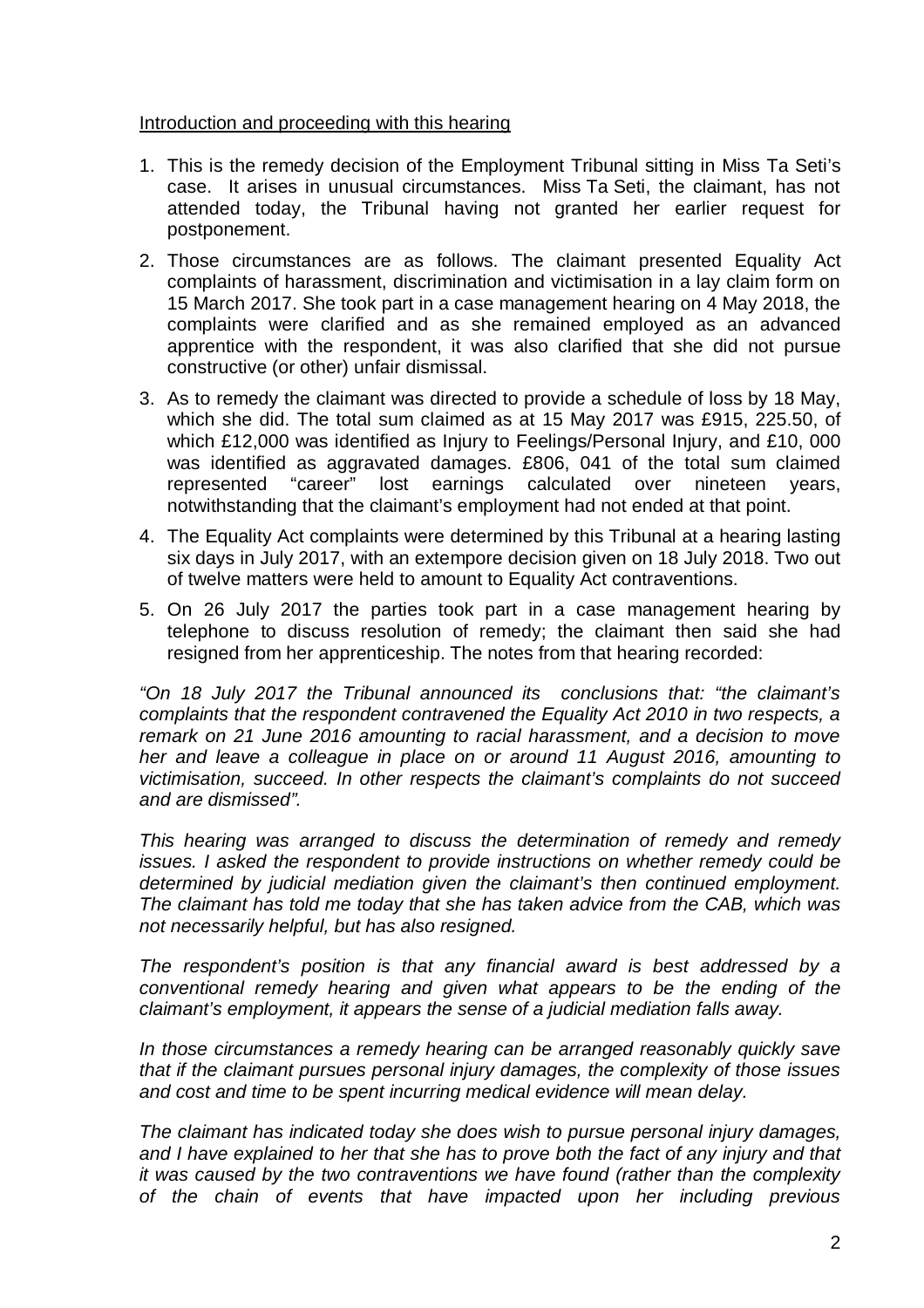Introduction and proceeding with this hearing

1. This is the remedy decision of the Employment Tribunal sitting in Miss Ta Seti's case. It arises in unusual circumstances. Miss Ta Seti, the claimant, has not attended today, the Tribunal having not granted her earlier request for postponement.

2. Those circumstances are as follows. The claimant presented Equality Act complaints of harassment, discrimination and victimisation in a lay claim form on 15 March 2017. She took part in a case management hearing on 4 May 2018, the complaints were clarified and as she remained employed as an advanced apprentice with the respondent, it was also clarified that she did not pursue constructive (or other) unfair dismissal.

3. As to remedy the claimant was directed to provide a schedule of loss by 18 May, which she did. The total sum claimed as at 15 May 2017 was £915, 225.50, of which £12,000 was identified as Injury to Feelings/Personal Injury, and £10, 000 was identified as aggravated damages. £806, 041 of the total sum claimed represented "career" lost earnings calculated over nineteen years, notwithstanding that the claimant's employment had not ended at that point.

4. The Equality Act complaints were determined by this Tribunal at a hearing lasting six days in July 2017, with an extempore decision given on 18 July 2018. Two out of twelve matters were held to amount to Equality Act contraventions.

5. On 26 July 2017 the parties took part in a case management hearing by telephone to discuss resolution of remedy; the claimant then said she had resigned from her apprenticeship. The notes from that hearing recorded:

*"On 18 July 2017 the Tribunal announced its conclusions that: "the claimant's complaints that the respondent contravened the Equality Act 2010 in two respects, a remark on 21 June 2016 amounting to racial harassment, and a decision to move her and leave a colleague in place on or around 11 August 2016, amounting to victimisation, succeed. In other respects the claimant's complaints do not succeed and are dismissed".*

*This hearing was arranged to discuss the determination of remedy and remedy issues. I asked the respondent to provide instructions on whether remedy could be determined by judicial mediation given the claimant's then continued employment. The claimant has told me today that she has taken advice from the CAB, which was not necessarily helpful, but has also resigned.*

*The respondent's position is that any financial award is best addressed by a conventional remedy hearing and given what appears to be the ending of the claimant's employment, it appears the sense of a judicial mediation falls away.*

*In those circumstances a remedy hearing can be arranged reasonably quickly save that if the claimant pursues personal injury damages, the complexity of those issues and cost and time to be spent incurring medical evidence will mean delay.*

*The claimant has indicated today she does wish to pursue personal injury damages, and I have explained to her that she has to prove both the fact of any injury and that it was caused by the two contraventions we have found (rather than the complexity of the chain of events that have impacted upon her including previous*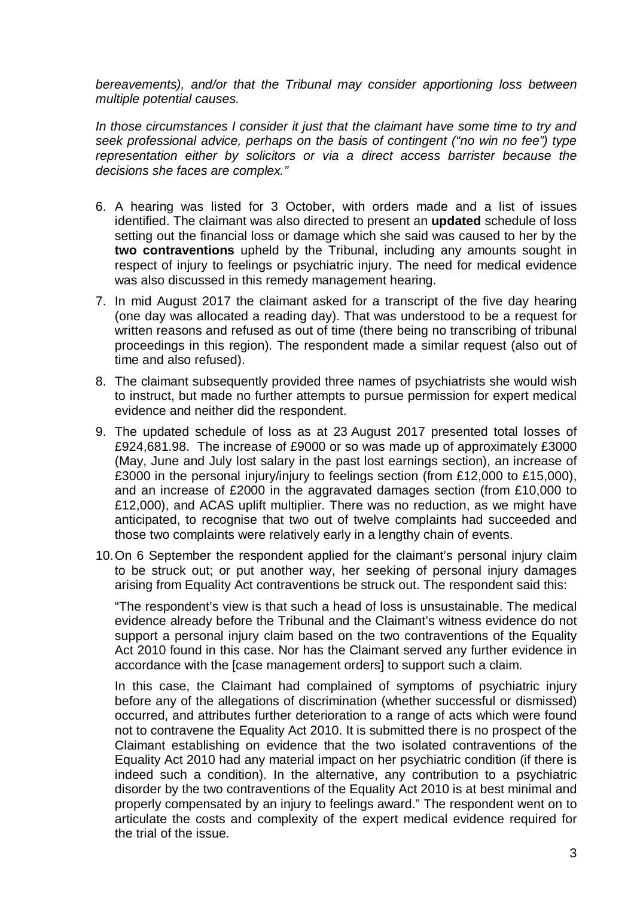*bereavements), and/or that the Tribunal may consider apportioning loss between multiple potential causes.*

*In those circumstances I consider it just that the claimant have some time to try and seek professional advice, perhaps on the basis of contingent ("no win no fee") type representation either by solicitors or via a direct access barrister because the decisions she faces are complex."*

6. A hearing was listed for 3 October, with orders made and a list of issues identified. The claimant was also directed to present an **updated** schedule of loss setting out the financial loss or damage which she said was caused to her by the **two contraventions** upheld by the Tribunal, including any amounts sought in respect of injury to feelings or psychiatric injury. The need for medical evidence was also discussed in this remedy management hearing.

7. In mid August 2017 the claimant asked for a transcript of the five day hearing (one day was allocated a reading day). That was understood to be a request for written reasons and refused as out of time (there being no transcribing of tribunal proceedings in this region). The respondent made a similar request (also out of time and also refused).

8. The claimant subsequently provided three names of psychiatrists she would wish to instruct, but made no further attempts to pursue permission for expert medical evidence and neither did the respondent.

9. The updated schedule of loss as at 23 August 2017 presented total losses of £924,681.98. The increase of £9000 or so was made up of approximately £3000 (May, June and July lost salary in the past lost earnings section), an increase of £3000 in the personal injury/injury to feelings section (from £12,000 to £15,000), and an increase of £2000 in the aggravated damages section (from £10,000 to £12,000), and ACAS uplift multiplier. There was no reduction, as we might have anticipated, to recognise that two out of twelve complaints had succeeded and those two complaints were relatively early in a lengthy chain of events.

10. On 6 September the respondent applied for the claimant's personal injury claim to be struck out; or put another way, her seeking of personal injury damages arising from Equality Act contraventions be struck out. The respondent said this:

    "The respondent's view is that such a head of loss is unsustainable. The medical evidence already before the Tribunal and the Claimant's witness evidence do not support a personal injury claim based on the two contraventions of the Equality Act 2010 found in this case. Nor has the Claimant served any further evidence in accordance with the [case management orders] to support such a claim.

    In this case, the Claimant had complained of symptoms of psychiatric injury before any of the allegations of discrimination (whether successful or dismissed) occurred, and attributes further deterioration to a range of acts which were found not to contravene the Equality Act 2010. It is submitted there is no prospect of the Claimant establishing on evidence that the two isolated contraventions of the Equality Act 2010 had any material impact on her psychiatric condition (if there is indeed such a condition). In the alternative, any contribution to a psychiatric disorder by the two contraventions of the Equality Act 2010 is at best minimal and properly compensated by an injury to feelings award." The respondent went on to articulate the costs and complexity of the expert medical evidence required for the trial of the issue.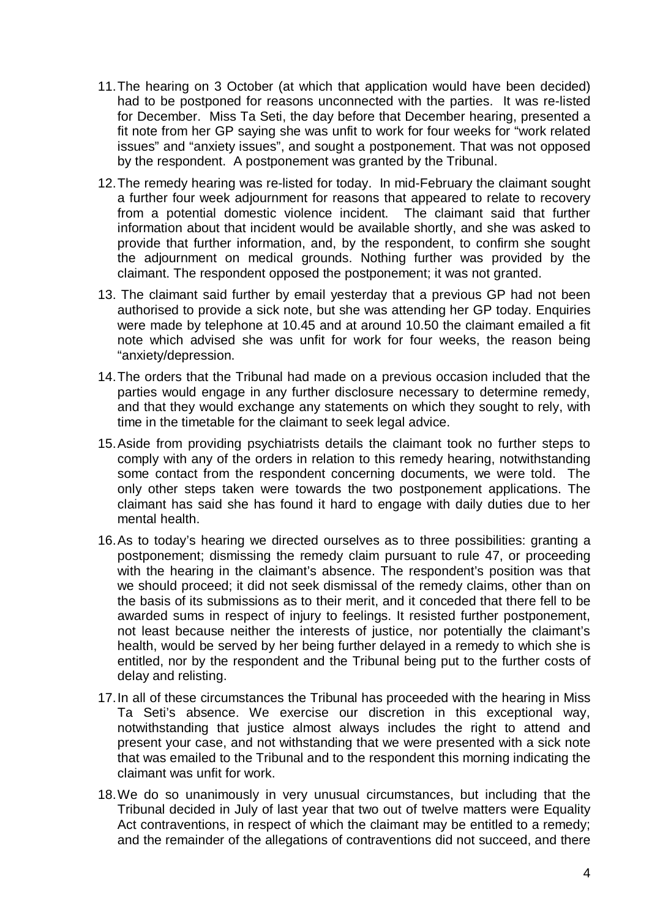11. The hearing on 3 October (at which that application would have been decided) had to be postponed for reasons unconnected with the parties. It was re-listed for December. Miss Ta Seti, the day before that December hearing, presented a fit note from her GP saying she was unfit to work for four weeks for "work related issues" and "anxiety issues", and sought a postponement. That was not opposed by the respondent. A postponement was granted by the Tribunal.

12. The remedy hearing was re-listed for today. In mid-February the claimant sought a further four week adjournment for reasons that appeared to relate to recovery from a potential domestic violence incident. The claimant said that further information about that incident would be available shortly, and she was asked to provide that further information, and, by the respondent, to confirm she sought the adjournment on medical grounds. Nothing further was provided by the claimant. The respondent opposed the postponement; it was not granted.

13. The claimant said further by email yesterday that a previous GP had not been authorised to provide a sick note, but she was attending her GP today. Enquiries were made by telephone at 10.45 and at around 10.50 the claimant emailed a fit note which advised she was unfit for work for four weeks, the reason being "anxiety/depression.

14. The orders that the Tribunal had made on a previous occasion included that the parties would engage in any further disclosure necessary to determine remedy, and that they would exchange any statements on which they sought to rely, with time in the timetable for the claimant to seek legal advice.

15. Aside from providing psychiatrists details the claimant took no further steps to comply with any of the orders in relation to this remedy hearing, notwithstanding some contact from the respondent concerning documents, we were told. The only other steps taken were towards the two postponement applications. The claimant has said she has found it hard to engage with daily duties due to her mental health.

16. As to today's hearing we directed ourselves as to three possibilities: granting a postponement; dismissing the remedy claim pursuant to rule 47, or proceeding with the hearing in the claimant's absence. The respondent's position was that we should proceed; it did not seek dismissal of the remedy claims, other than on the basis of its submissions as to their merit, and it conceded that there fell to be awarded sums in respect of injury to feelings. It resisted further postponement, not least because neither the interests of justice, nor potentially the claimant's health, would be served by her being further delayed in a remedy to which she is entitled, nor by the respondent and the Tribunal being put to the further costs of delay and relisting.

17. In all of these circumstances the Tribunal has proceeded with the hearing in Miss Ta Seti's absence. We exercise our discretion in this exceptional way, notwithstanding that justice almost always includes the right to attend and present your case, and not withstanding that we were presented with a sick note that was emailed to the Tribunal and to the respondent this morning indicating the claimant was unfit for work.

18. We do so unanimously in very unusual circumstances, but including that the Tribunal decided in July of last year that two out of twelve matters were Equality Act contraventions, in respect of which the claimant may be entitled to a remedy; and the remainder of the allegations of contraventions did not succeed, and there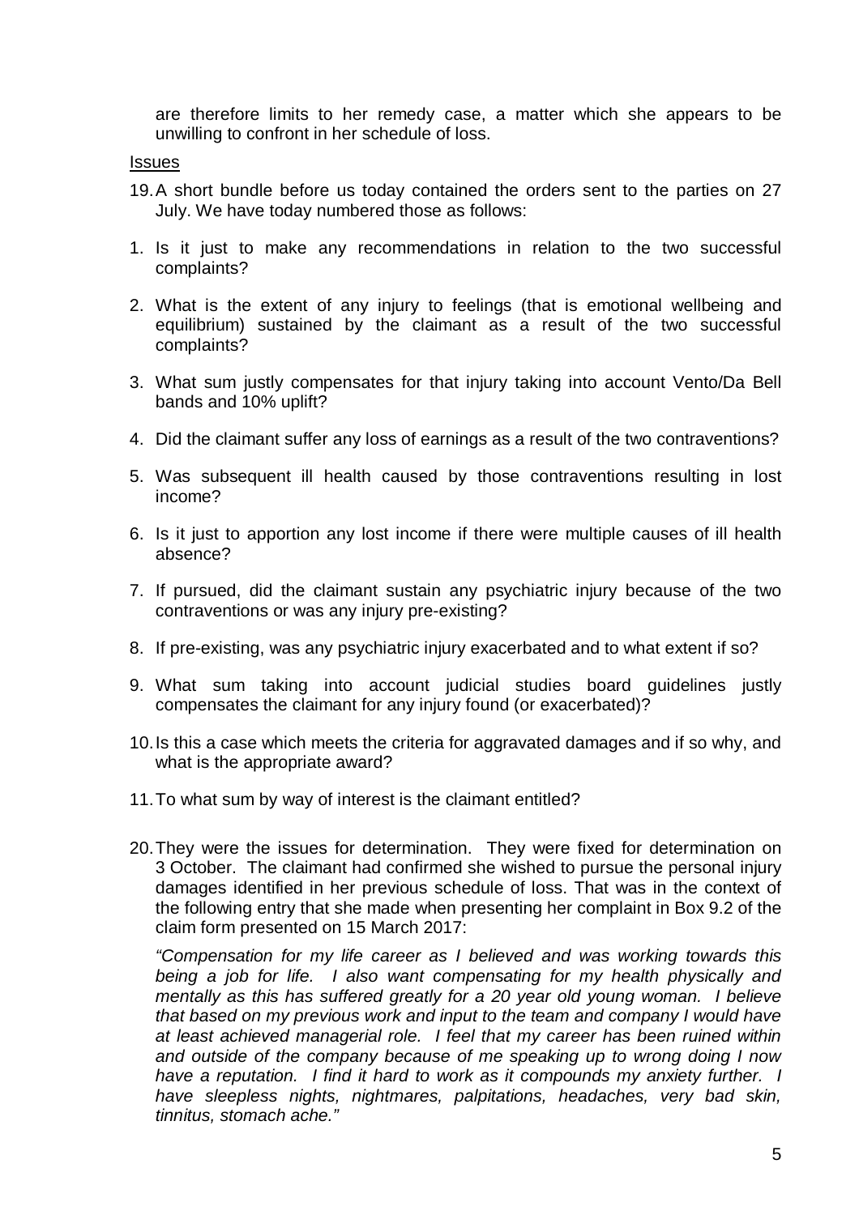are therefore limits to her remedy case, a matter which she appears to be unwilling to confront in her schedule of loss.

Issues

19. A short bundle before us today contained the orders sent to the parties on 27 July. We have today numbered those as follows:

1. Is it just to make any recommendations in relation to the two successful complaints?

2. What is the extent of any injury to feelings (that is emotional wellbeing and equilibrium) sustained by the claimant as a result of the two successful complaints?

3. What sum justly compensates for that injury taking into account Vento/Da Bell bands and 10% uplift?

4. Did the claimant suffer any loss of earnings as a result of the two contraventions?

5. Was subsequent ill health caused by those contraventions resulting in lost income?

6. Is it just to apportion any lost income if there were multiple causes of ill health absence?

7. If pursued, did the claimant sustain any psychiatric injury because of the two contraventions or was any injury pre-existing?

8. If pre-existing, was any psychiatric injury exacerbated and to what extent if so?

9. What sum taking into account judicial studies board guidelines justly compensates the claimant for any injury found (or exacerbated)?

10. Is this a case which meets the criteria for aggravated damages and if so why, and what is the appropriate award?

11. To what sum by way of interest is the claimant entitled?

20. They were the issues for determination. They were fixed for determination on 3 October. The claimant had confirmed she wished to pursue the personal injury damages identified in her previous schedule of loss. That was in the context of the following entry that she made when presenting her complaint in Box 9.2 of the claim form presented on 15 March 2017:

*"Compensation for my life career as I believed and was working towards this being a job for life. I also want compensating for my health physically and mentally as this has suffered greatly for a 20 year old young woman. I believe that based on my previous work and input to the team and company I would have at least achieved managerial role. I feel that my career has been ruined within and outside of the company because of me speaking up to wrong doing I now have a reputation. I find it hard to work as it compounds my anxiety further. I have sleepless nights, nightmares, palpitations, headaches, very bad skin, tinnitus, stomach ache."*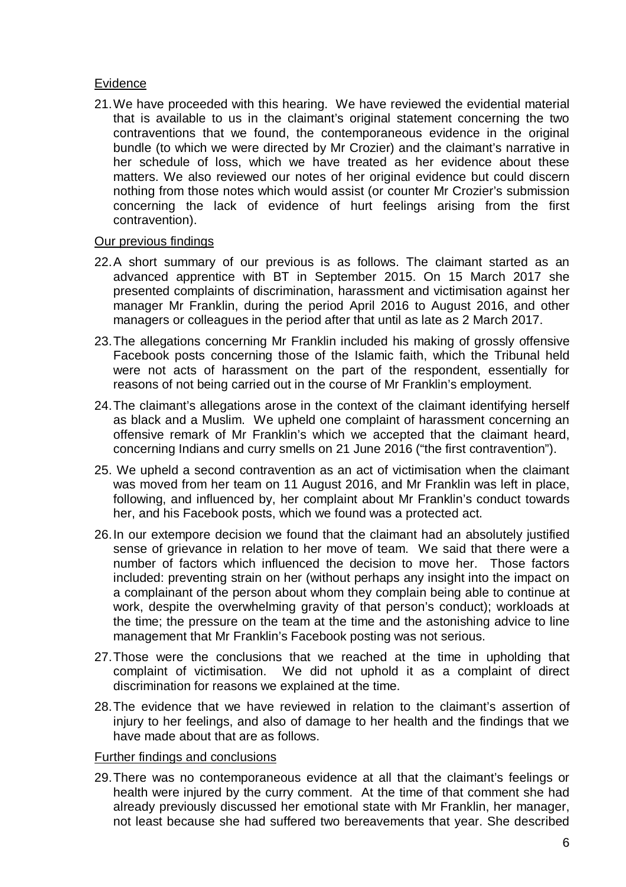Evidence

21. We have proceeded with this hearing. We have reviewed the evidential material that is available to us in the claimant's original statement concerning the two contraventions that we found, the contemporaneous evidence in the original bundle (to which we were directed by Mr Crozier) and the claimant's narrative in her schedule of loss, which we have treated as her evidence about these matters. We also reviewed our notes of her original evidence but could discern nothing from those notes which would assist (or counter Mr Crozier's submission concerning the lack of evidence of hurt feelings arising from the first contravention).

Our previous findings

22. A short summary of our previous is as follows. The claimant started as an advanced apprentice with BT in September 2015. On 15 March 2017 she presented complaints of discrimination, harassment and victimisation against her manager Mr Franklin, during the period April 2016 to August 2016, and other managers or colleagues in the period after that until as late as 2 March 2017.

23. The allegations concerning Mr Franklin included his making of grossly offensive Facebook posts concerning those of the Islamic faith, which the Tribunal held were not acts of harassment on the part of the respondent, essentially for reasons of not being carried out in the course of Mr Franklin's employment.

24. The claimant's allegations arose in the context of the claimant identifying herself as black and a Muslim. We upheld one complaint of harassment concerning an offensive remark of Mr Franklin's which we accepted that the claimant heard, concerning Indians and curry smells on 21 June 2016 ("the first contravention").

25. We upheld a second contravention as an act of victimisation when the claimant was moved from her team on 11 August 2016, and Mr Franklin was left in place, following, and influenced by, her complaint about Mr Franklin's conduct towards her, and his Facebook posts, which we found was a protected act.

26. In our extempore decision we found that the claimant had an absolutely justified sense of grievance in relation to her move of team. We said that there were a number of factors which influenced the decision to move her. Those factors included: preventing strain on her (without perhaps any insight into the impact on a complainant of the person about whom they complain being able to continue at work, despite the overwhelming gravity of that person's conduct); workloads at the time; the pressure on the team at the time and the astonishing advice to line management that Mr Franklin's Facebook posting was not serious.

27. Those were the conclusions that we reached at the time in upholding that complaint of victimisation. We did not uphold it as a complaint of direct discrimination for reasons we explained at the time.

28. The evidence that we have reviewed in relation to the claimant's assertion of injury to her feelings, and also of damage to her health and the findings that we have made about that are as follows.

Further findings and conclusions

29. There was no contemporaneous evidence at all that the claimant's feelings or health were injured by the curry comment. At the time of that comment she had already previously discussed her emotional state with Mr Franklin, her manager, not least because she had suffered two bereavements that year. She described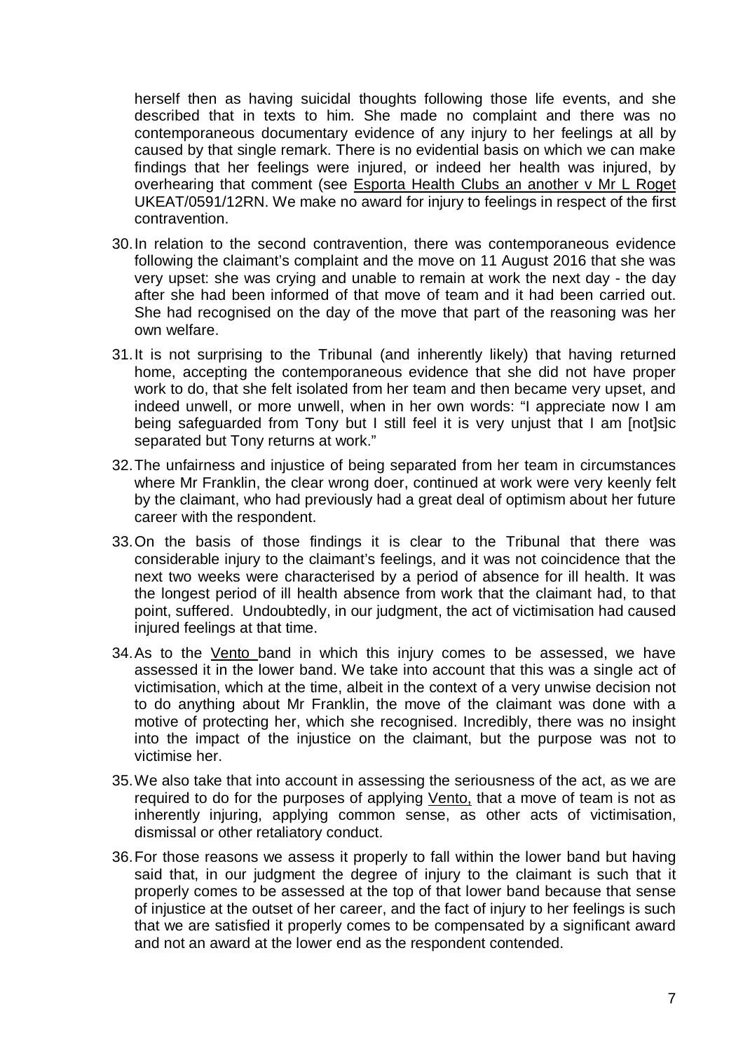herself then as having suicidal thoughts following those life events, and she described that in texts to him. She made no complaint and there was no contemporaneous documentary evidence of any injury to her feelings at all by caused by that single remark. There is no evidential basis on which we can make findings that her feelings were injured, or indeed her health was injured, by overhearing that comment (see Esporta Health Clubs an another v Mr L Roget UKEAT/0591/12RN. We make no award for injury to feelings in respect of the first contravention.

30. In relation to the second contravention, there was contemporaneous evidence following the claimant's complaint and the move on 11 August 2016 that she was very upset: she was crying and unable to remain at work the next day - the day after she had been informed of that move of team and it had been carried out. She had recognised on the day of the move that part of the reasoning was her own welfare.

31. It is not surprising to the Tribunal (and inherently likely) that having returned home, accepting the contemporaneous evidence that she did not have proper work to do, that she felt isolated from her team and then became very upset, and indeed unwell, or more unwell, when in her own words: "I appreciate now I am being safeguarded from Tony but I still feel it is very unjust that I am [not]sic separated but Tony returns at work."

32. The unfairness and injustice of being separated from her team in circumstances where Mr Franklin, the clear wrong doer, continued at work were very keenly felt by the claimant, who had previously had a great deal of optimism about her future career with the respondent.

33. On the basis of those findings it is clear to the Tribunal that there was considerable injury to the claimant's feelings, and it was not coincidence that the next two weeks were characterised by a period of absence for ill health. It was the longest period of ill health absence from work that the claimant had, to that point, suffered. Undoubtedly, in our judgment, the act of victimisation had caused injured feelings at that time.

34. As to the Vento band in which this injury comes to be assessed, we have assessed it in the lower band. We take into account that this was a single act of victimisation, which at the time, albeit in the context of a very unwise decision not to do anything about Mr Franklin, the move of the claimant was done with a motive of protecting her, which she recognised. Incredibly, there was no insight into the impact of the injustice on the claimant, but the purpose was not to victimise her.

35. We also take that into account in assessing the seriousness of the act, as we are required to do for the purposes of applying Vento, that a move of team is not as inherently injuring, applying common sense, as other acts of victimisation, dismissal or other retaliatory conduct.

36. For those reasons we assess it properly to fall within the lower band but having said that, in our judgment the degree of injury to the claimant is such that it properly comes to be assessed at the top of that lower band because that sense of injustice at the outset of her career, and the fact of injury to her feelings is such that we are satisfied it properly comes to be compensated by a significant award and not an award at the lower end as the respondent contended.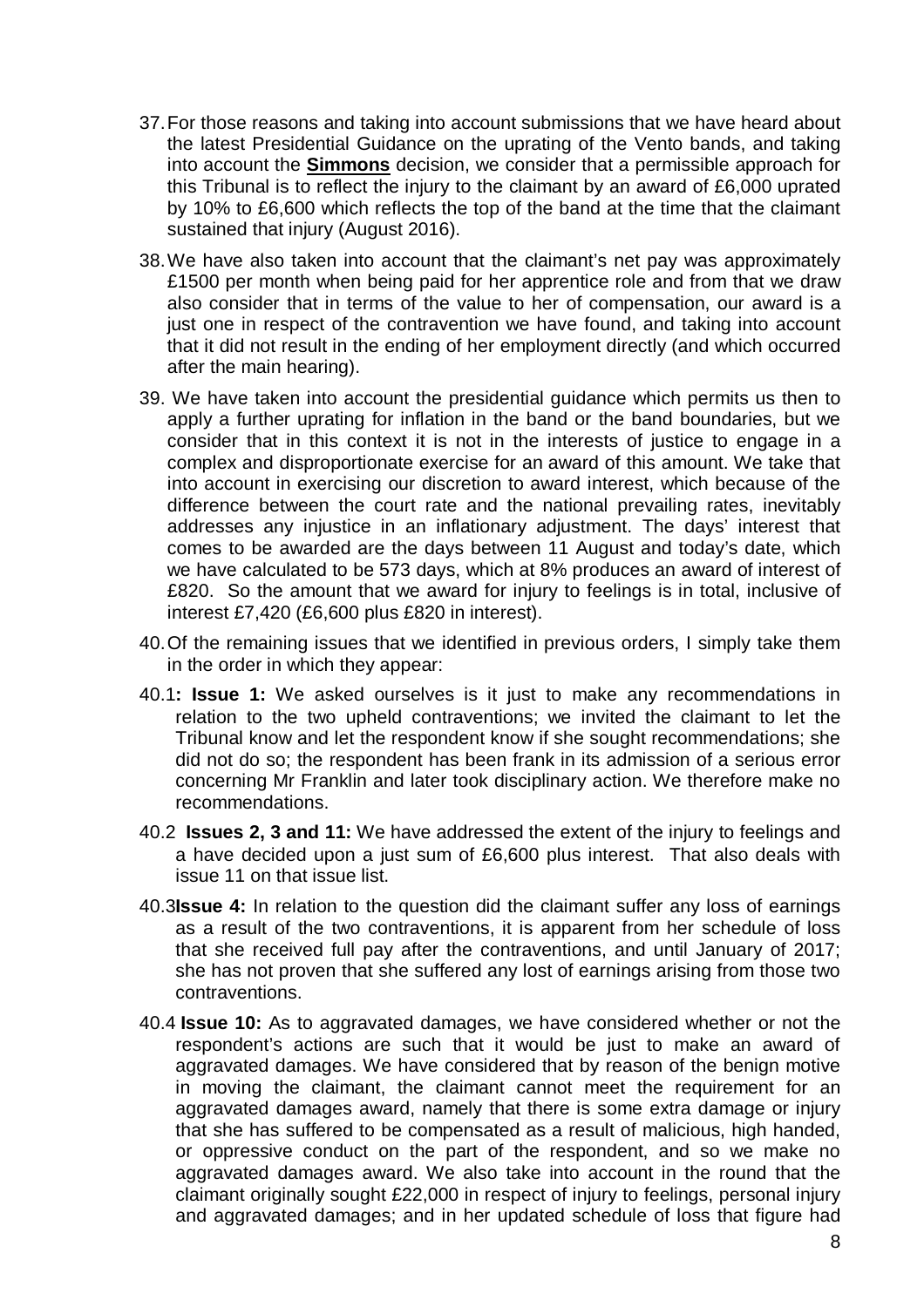37. For those reasons and taking into account submissions that we have heard about the latest Presidential Guidance on the uprating of the Vento bands, and taking into account the **Simmons** decision, we consider that a permissible approach for this Tribunal is to reflect the injury to the claimant by an award of £6,000 uprated by 10% to £6,600 which reflects the top of the band at the time that the claimant sustained that injury (August 2016).

38. We have also taken into account that the claimant's net pay was approximately £1500 per month when being paid for her apprentice role and from that we draw also consider that in terms of the value to her of compensation, our award is a just one in respect of the contravention we have found, and taking into account that it did not result in the ending of her employment directly (and which occurred after the main hearing).

39. We have taken into account the presidential guidance which permits us then to apply a further uprating for inflation in the band or the band boundaries, but we consider that in this context it is not in the interests of justice to engage in a complex and disproportionate exercise for an award of this amount. We take that into account in exercising our discretion to award interest, which because of the difference between the court rate and the national prevailing rates, inevitably addresses any injustice in an inflationary adjustment. The days' interest that comes to be awarded are the days between 11 August and today's date, which we have calculated to be 573 days, which at 8% produces an award of interest of £820. So the amount that we award for injury to feelings is in total, inclusive of interest £7,420 (£6,600 plus £820 in interest).

40. Of the remaining issues that we identified in previous orders, I simply take them in the order in which they appear:

40.1 **: Issue 1:** We asked ourselves is it just to make any recommendations in relation to the two upheld contraventions; we invited the claimant to let the Tribunal know and let the respondent know if she sought recommendations; she did not do so; the respondent has been frank in its admission of a serious error concerning Mr Franklin and later took disciplinary action. We therefore make no recommendations.

40.2 **Issues 2, 3 and 11:** We have addressed the extent of the injury to feelings and a have decided upon a just sum of £6,600 plus interest. That also deals with issue 11 on that issue list.

40.3 **Issue 4:** In relation to the question did the claimant suffer any loss of earnings as a result of the two contraventions, it is apparent from her schedule of loss that she received full pay after the contraventions, and until January of 2017; she has not proven that she suffered any lost of earnings arising from those two contraventions.

40.4 **Issue 10:** As to aggravated damages, we have considered whether or not the respondent's actions are such that it would be just to make an award of aggravated damages. We have considered that by reason of the benign motive in moving the claimant, the claimant cannot meet the requirement for an aggravated damages award, namely that there is some extra damage or injury that she has suffered to be compensated as a result of malicious, high handed, or oppressive conduct on the part of the respondent, and so we make no aggravated damages award. We also take into account in the round that the claimant originally sought £22,000 in respect of injury to feelings, personal injury and aggravated damages; and in her updated schedule of loss that figure had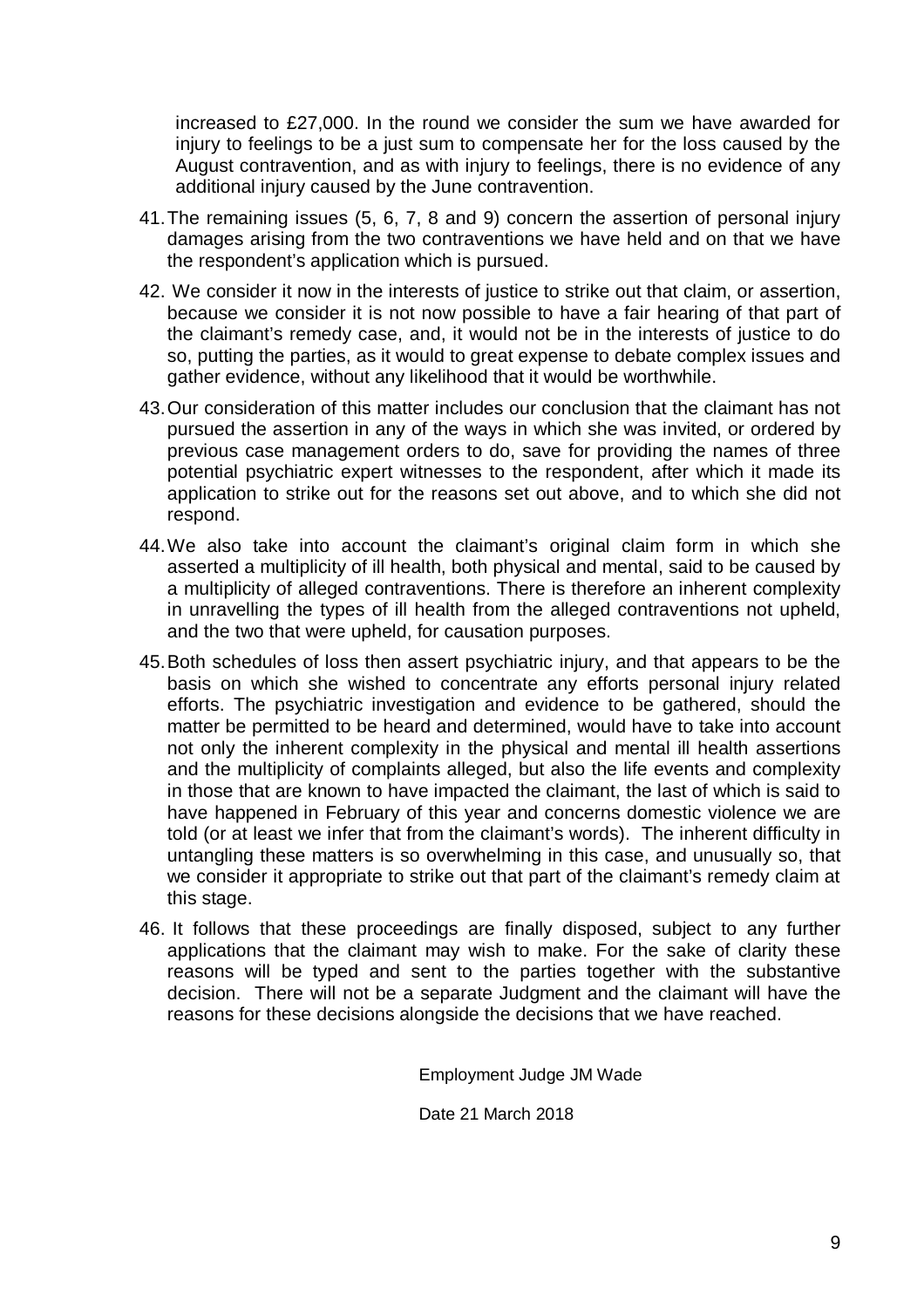increased to £27,000. In the round we consider the sum we have awarded for injury to feelings to be a just sum to compensate her for the loss caused by the August contravention, and as with injury to feelings, there is no evidence of any additional injury caused by the June contravention.

41. The remaining issues (5, 6, 7, 8 and 9) concern the assertion of personal injury damages arising from the two contraventions we have held and on that we have the respondent's application which is pursued.

42. We consider it now in the interests of justice to strike out that claim, or assertion, because we consider it is not now possible to have a fair hearing of that part of the claimant's remedy case, and, it would not be in the interests of justice to do so, putting the parties, as it would to great expense to debate complex issues and gather evidence, without any likelihood that it would be worthwhile.

43. Our consideration of this matter includes our conclusion that the claimant has not pursued the assertion in any of the ways in which she was invited, or ordered by previous case management orders to do, save for providing the names of three potential psychiatric expert witnesses to the respondent, after which it made its application to strike out for the reasons set out above, and to which she did not respond.

44. We also take into account the claimant's original claim form in which she asserted a multiplicity of ill health, both physical and mental, said to be caused by a multiplicity of alleged contraventions. There is therefore an inherent complexity in unravelling the types of ill health from the alleged contraventions not upheld, and the two that were upheld, for causation purposes.

45. Both schedules of loss then assert psychiatric injury, and that appears to be the basis on which she wished to concentrate any efforts personal injury related efforts. The psychiatric investigation and evidence to be gathered, should the matter be permitted to be heard and determined, would have to take into account not only the inherent complexity in the physical and mental ill health assertions and the multiplicity of complaints alleged, but also the life events and complexity in those that are known to have impacted the claimant, the last of which is said to have happened in February of this year and concerns domestic violence we are told (or at least we infer that from the claimant's words). The inherent difficulty in untangling these matters is so overwhelming in this case, and unusually so, that we consider it appropriate to strike out that part of the claimant's remedy claim at this stage.

46. It follows that these proceedings are finally disposed, subject to any further applications that the claimant may wish to make. For the sake of clarity these reasons will be typed and sent to the parties together with the substantive decision. There will not be a separate Judgment and the claimant will have the reasons for these decisions alongside the decisions that we have reached.

Employment Judge JM Wade

Date 21 March 2018